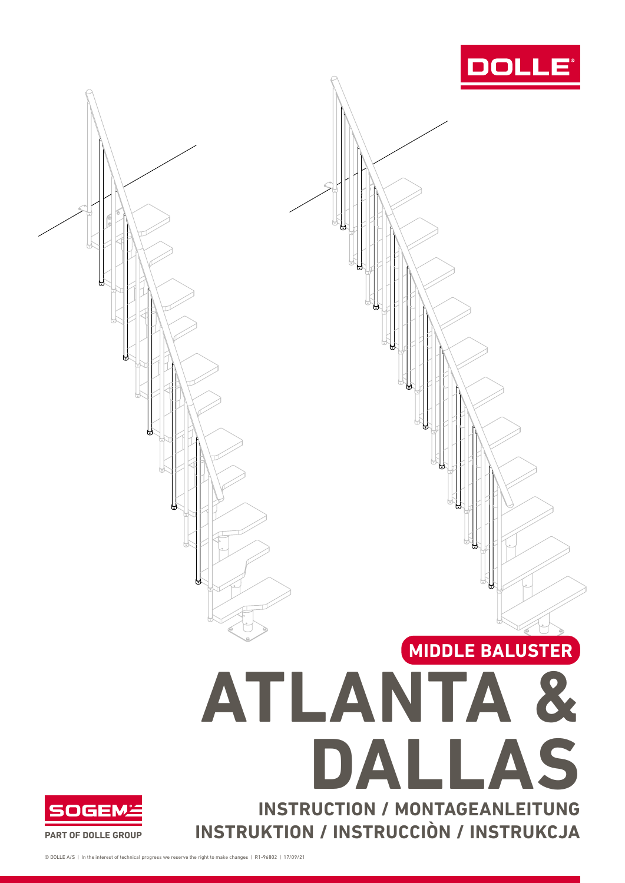DOLLE

MIDDLE BALUSTER

# ATLANTA & DALLAS

## INSTRUCTION / MONTAGEANLEITUNG INSTRUKTION / INSTRUCCIÒN / INSTRUKCJA

SOGEM

PART OF DOLLE GROUP

© DOLLE A/S | In the interest of technical progress we reserve the right to make changes | R1-96802 | 17/09/21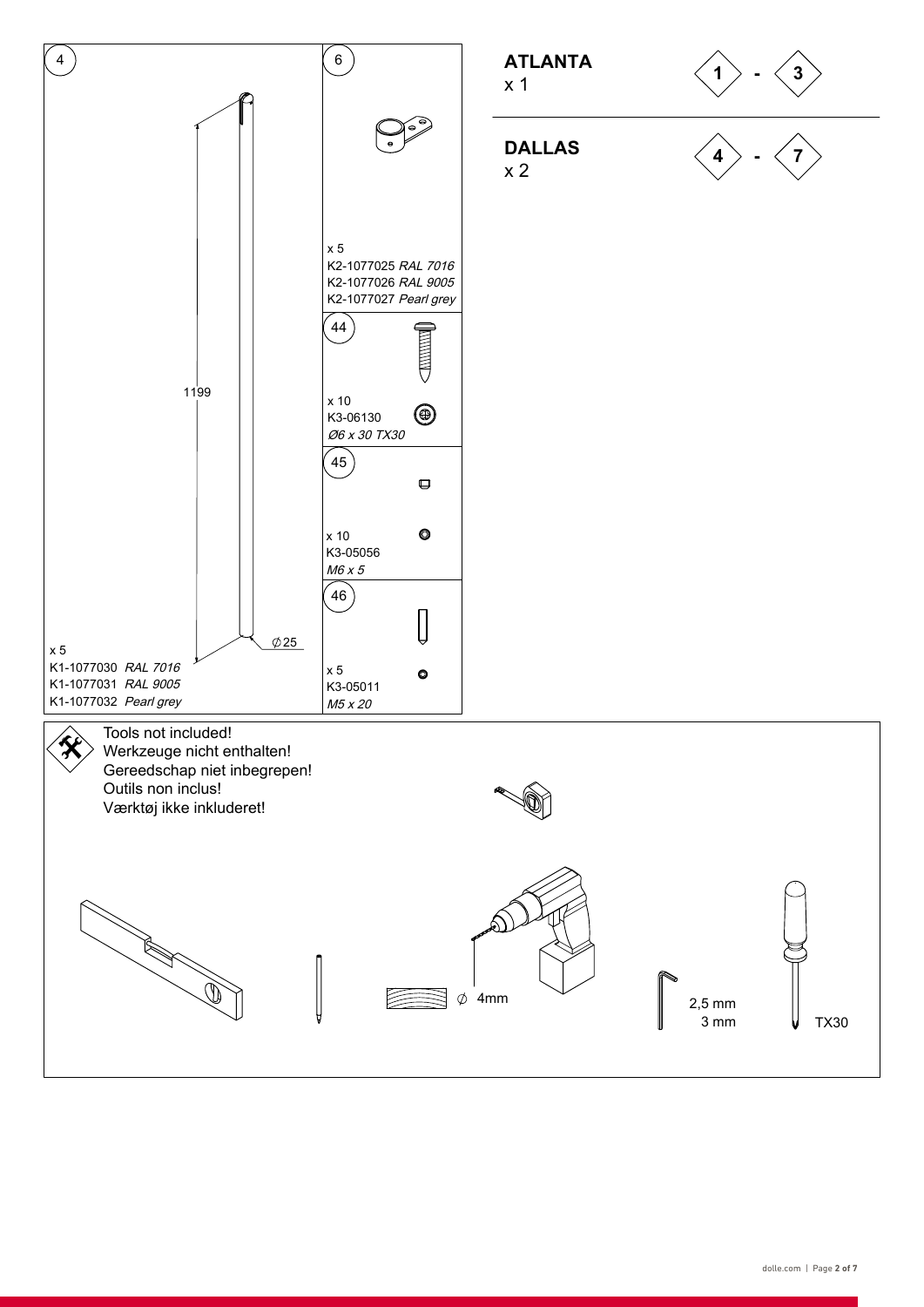4

1199

Ø25

x 5
K1-1077030 *RAL 7016*
K1-1077031 *RAL 9005*
K1-1077032 *Pearl grey*

6

x 5
K2-1077025 *RAL 7016*
K2-1077026 *RAL 9005*
K2-1077027 *Pearl grey*

44

x 10
K3-06130
*Ø6 x 30 TX30*

45

x 10
K3-05056
*M6 x 5*

46

x 5
K3-05011
*M5 x 20*

**ATLANTA**
x 1

1 - 3

**DALLAS**
x 2

4 - 7

Tools not included!
Werkzeuge nicht enthalten!
Gereedschap niet inbegrepen!
Outils non inclus!
Værktøj ikke inkluderet!

Ø 4mm

2,5 mm
3 mm

TX30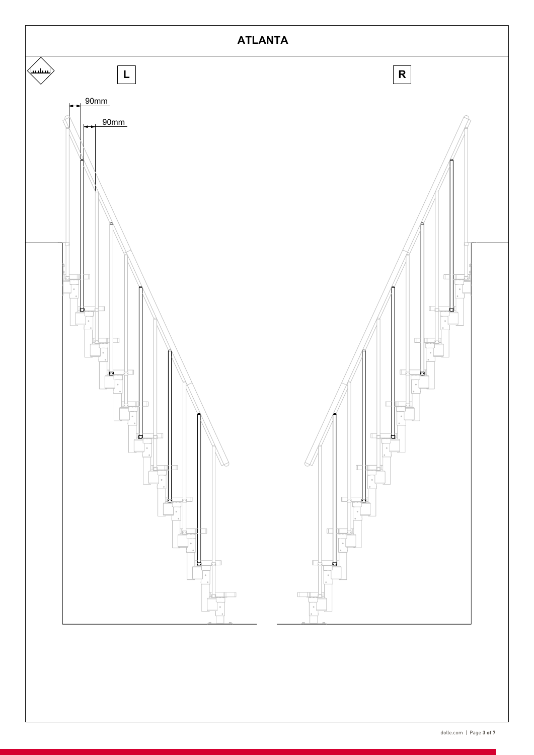# ATLANTA

L

R

90mm

90mm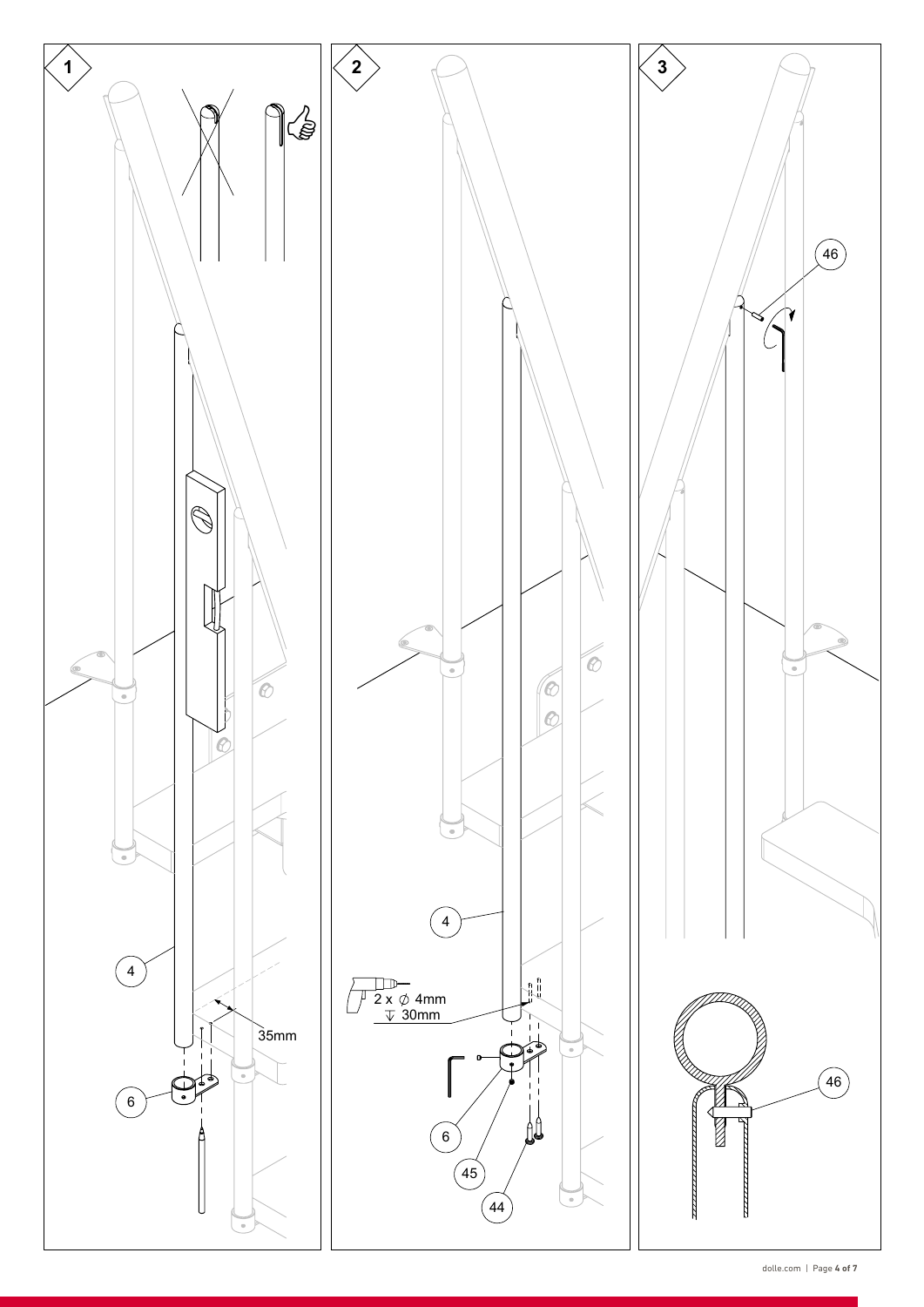1

4

35mm

6

2

4

2 x ∅ 4mm
↧ 30mm

6

45

44

3

46

46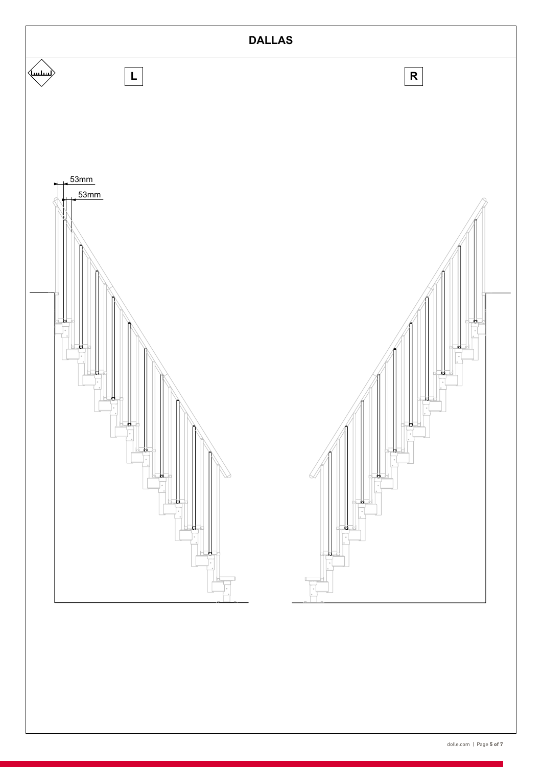# DALLAS

L

R

53mm

53mm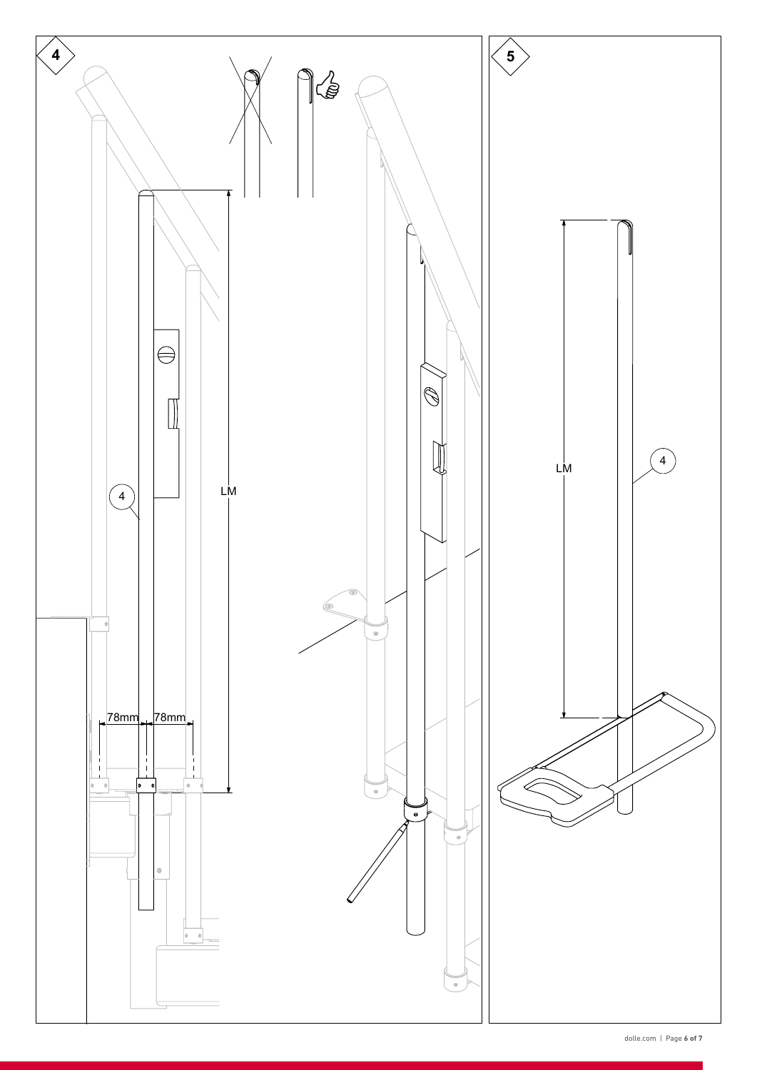4

LM

4

78mm

78mm

5

LM

4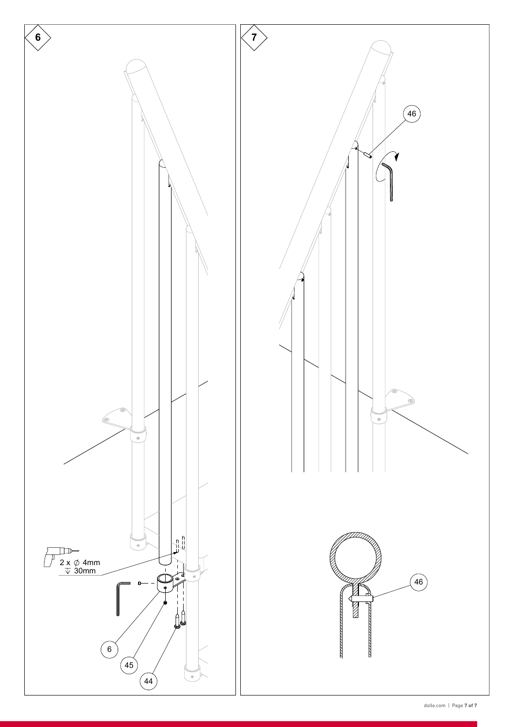6

2 x ∅ 4mm
↧ 30mm

6

45

44

7

46

46